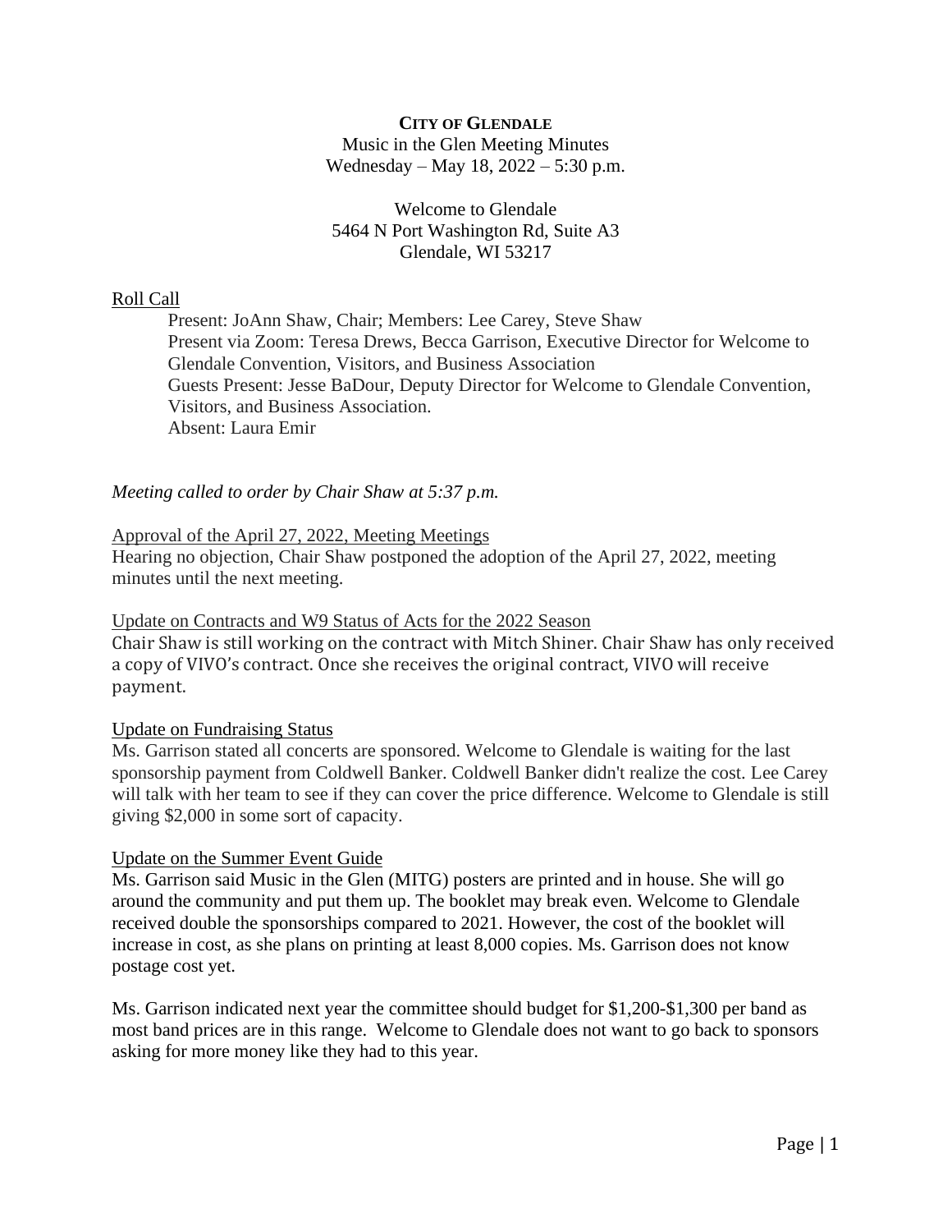**CITY OF GLENDALE**

Music in the Glen Meeting Minutes

Wednesday – May 18, 2022 – 5:30 p.m.

Welcome to Glendale

5464 N Port Washington Rd, Suite A3

Glendale, WI 53217

Roll Call

Present: JoAnn Shaw, Chair; Members: Lee Carey, Steve Shaw

Present via Zoom: Teresa Drews, Becca Garrison, Executive Director for Welcome to Glendale Convention, Visitors, and Business Association

Guests Present: Jesse BaDour, Deputy Director for Welcome to Glendale Convention, Visitors, and Business Association.

Absent: Laura Emir

*Meeting called to order by Chair Shaw at 5:37 p.m.*

Approval of the April 27, 2022, Meeting Meetings

Hearing no objection, Chair Shaw postponed the adoption of the April 27, 2022, meeting minutes until the next meeting.

Update on Contracts and W9 Status of Acts for the 2022 Season

Chair Shaw is still working on the contract with Mitch Shiner. Chair Shaw has only received a copy of VIVO's contract. Once she receives the original contract, VIVO will receive payment.

Update on Fundraising Status

Ms. Garrison stated all concerts are sponsored. Welcome to Glendale is waiting for the last sponsorship payment from Coldwell Banker. Coldwell Banker didn't realize the cost. Lee Carey will talk with her team to see if they can cover the price difference. Welcome to Glendale is still giving $2,000 in some sort of capacity.

Update on the Summer Event Guide

Ms. Garrison said Music in the Glen (MITG) posters are printed and in house. She will go around the community and put them up. The booklet may break even. Welcome to Glendale received double the sponsorships compared to 2021. However, the cost of the booklet will increase in cost, as she plans on printing at least 8,000 copies. Ms. Garrison does not know postage cost yet.

Ms. Garrison indicated next year the committee should budget for $1,200-$1,300 per band as most band prices are in this range. Welcome to Glendale does not want to go back to sponsors asking for more money like they had to this year.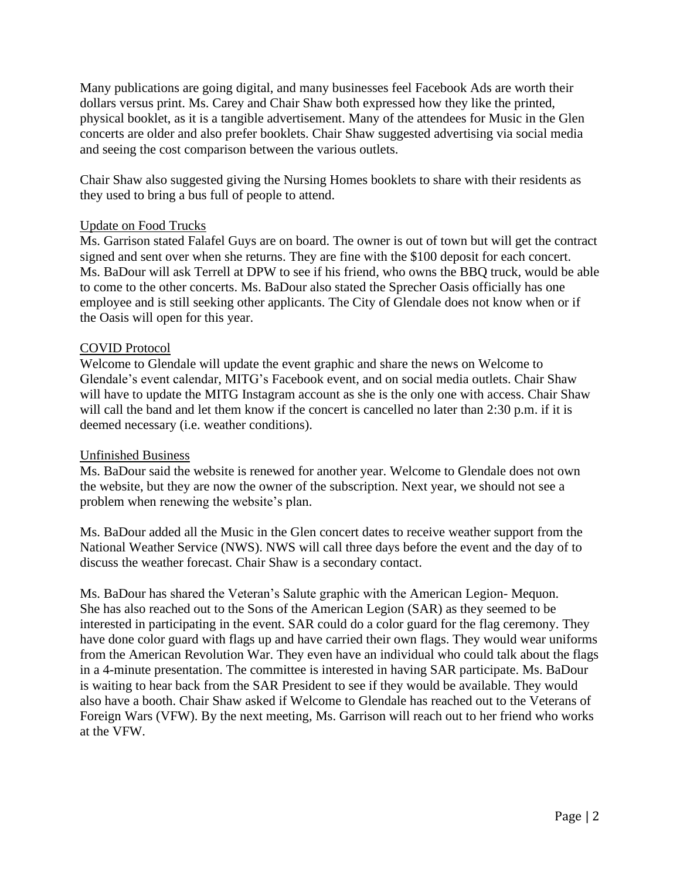Many publications are going digital, and many businesses feel Facebook Ads are worth their dollars versus print. Ms. Carey and Chair Shaw both expressed how they like the printed, physical booklet, as it is a tangible advertisement. Many of the attendees for Music in the Glen concerts are older and also prefer booklets. Chair Shaw suggested advertising via social media and seeing the cost comparison between the various outlets.

Chair Shaw also suggested giving the Nursing Homes booklets to share with their residents as they used to bring a bus full of people to attend.

### Update on Food Trucks

Ms. Garrison stated Falafel Guys are on board. The owner is out of town but will get the contract signed and sent over when she returns. They are fine with the $100 deposit for each concert. Ms. BaDour will ask Terrell at DPW to see if his friend, who owns the BBQ truck, would be able to come to the other concerts. Ms. BaDour also stated the Sprecher Oasis officially has one employee and is still seeking other applicants. The City of Glendale does not know when or if the Oasis will open for this year.

### COVID Protocol

Welcome to Glendale will update the event graphic and share the news on Welcome to Glendale's event calendar, MITG's Facebook event, and on social media outlets. Chair Shaw will have to update the MITG Instagram account as she is the only one with access. Chair Shaw will call the band and let them know if the concert is cancelled no later than 2:30 p.m. if it is deemed necessary (i.e. weather conditions).

### Unfinished Business

Ms. BaDour said the website is renewed for another year. Welcome to Glendale does not own the website, but they are now the owner of the subscription. Next year, we should not see a problem when renewing the website's plan.

Ms. BaDour added all the Music in the Glen concert dates to receive weather support from the National Weather Service (NWS). NWS will call three days before the event and the day of to discuss the weather forecast. Chair Shaw is a secondary contact.

Ms. BaDour has shared the Veteran's Salute graphic with the American Legion- Mequon. She has also reached out to the Sons of the American Legion (SAR) as they seemed to be interested in participating in the event. SAR could do a color guard for the flag ceremony. They have done color guard with flags up and have carried their own flags. They would wear uniforms from the American Revolution War. They even have an individual who could talk about the flags in a 4-minute presentation. The committee is interested in having SAR participate. Ms. BaDour is waiting to hear back from the SAR President to see if they would be available. They would also have a booth. Chair Shaw asked if Welcome to Glendale has reached out to the Veterans of Foreign Wars (VFW). By the next meeting, Ms. Garrison will reach out to her friend who works at the VFW.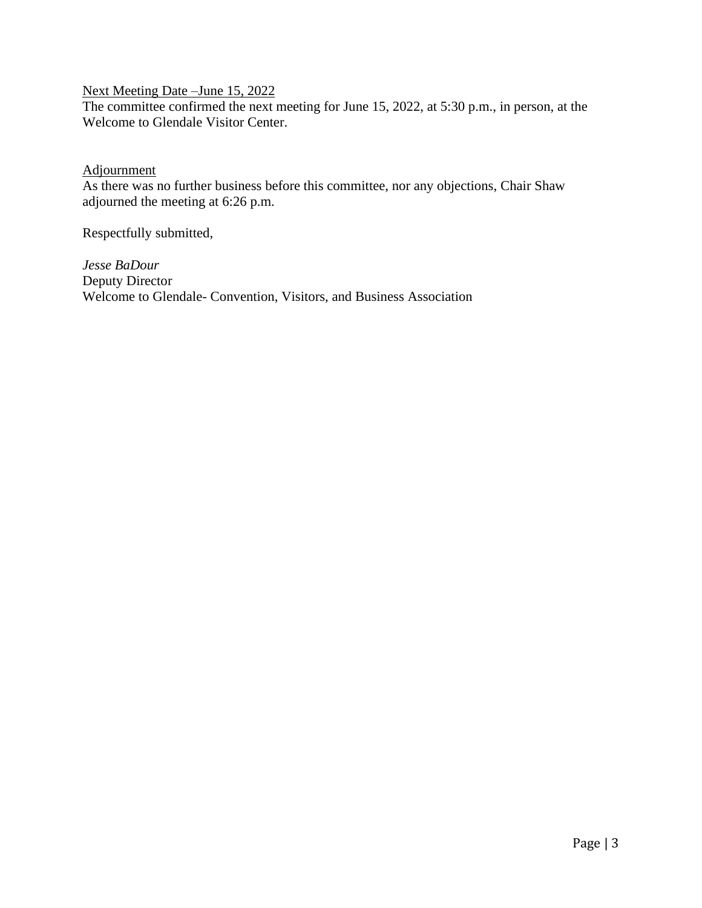Next Meeting Date –June 15, 2022

The committee confirmed the next meeting for June 15, 2022, at 5:30 p.m., in person, at the Welcome to Glendale Visitor Center.

Adjournment

As there was no further business before this committee, nor any objections, Chair Shaw adjourned the meeting at 6:26 p.m.

Respectfully submitted,

*Jesse BaDour*
Deputy Director
Welcome to Glendale- Convention, Visitors, and Business Association